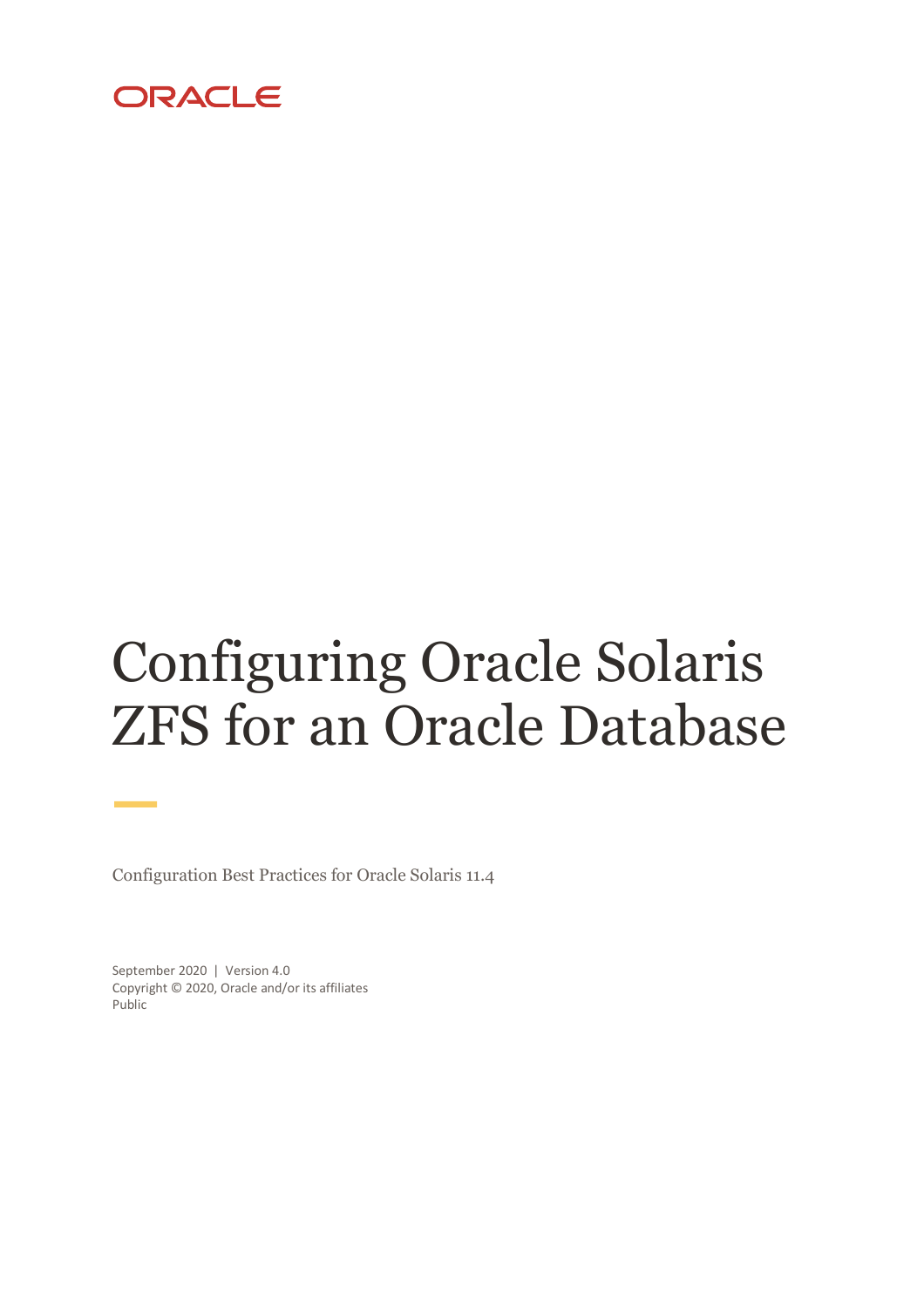ORACLE

# Configuring Oracle Solaris ZFS for an Oracle Database

Configuration Best Practices for Oracle Solaris 11.4

September 2020 | Version 4.0
Copyright © 2020, Oracle and/or its affiliates
Public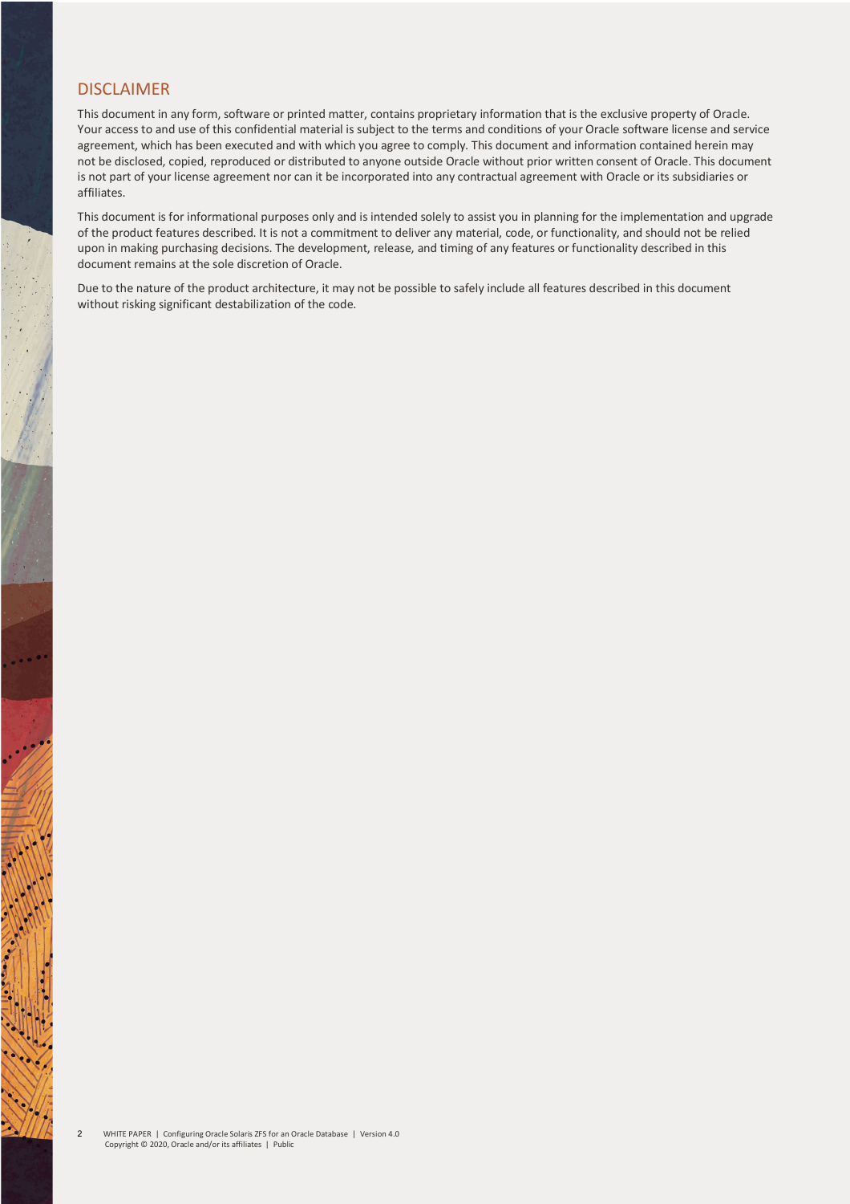## DISCLAIMER

This document in any form, software or printed matter, contains proprietary information that is the exclusive property of Oracle. Your access to and use of this confidential material is subject to the terms and conditions of your Oracle software license and service agreement, which has been executed and with which you agree to comply. This document and information contained herein may not be disclosed, copied, reproduced or distributed to anyone outside Oracle without prior written consent of Oracle. This document is not part of your license agreement nor can it be incorporated into any contractual agreement with Oracle or its subsidiaries or affiliates.

This document is for informational purposes only and is intended solely to assist you in planning for the implementation and upgrade of the product features described. It is not a commitment to deliver any material, code, or functionality, and should not be relied upon in making purchasing decisions. The development, release, and timing of any features or functionality described in this document remains at the sole discretion of Oracle.

Due to the nature of the product architecture, it may not be possible to safely include all features described in this document without risking significant destabilization of the code.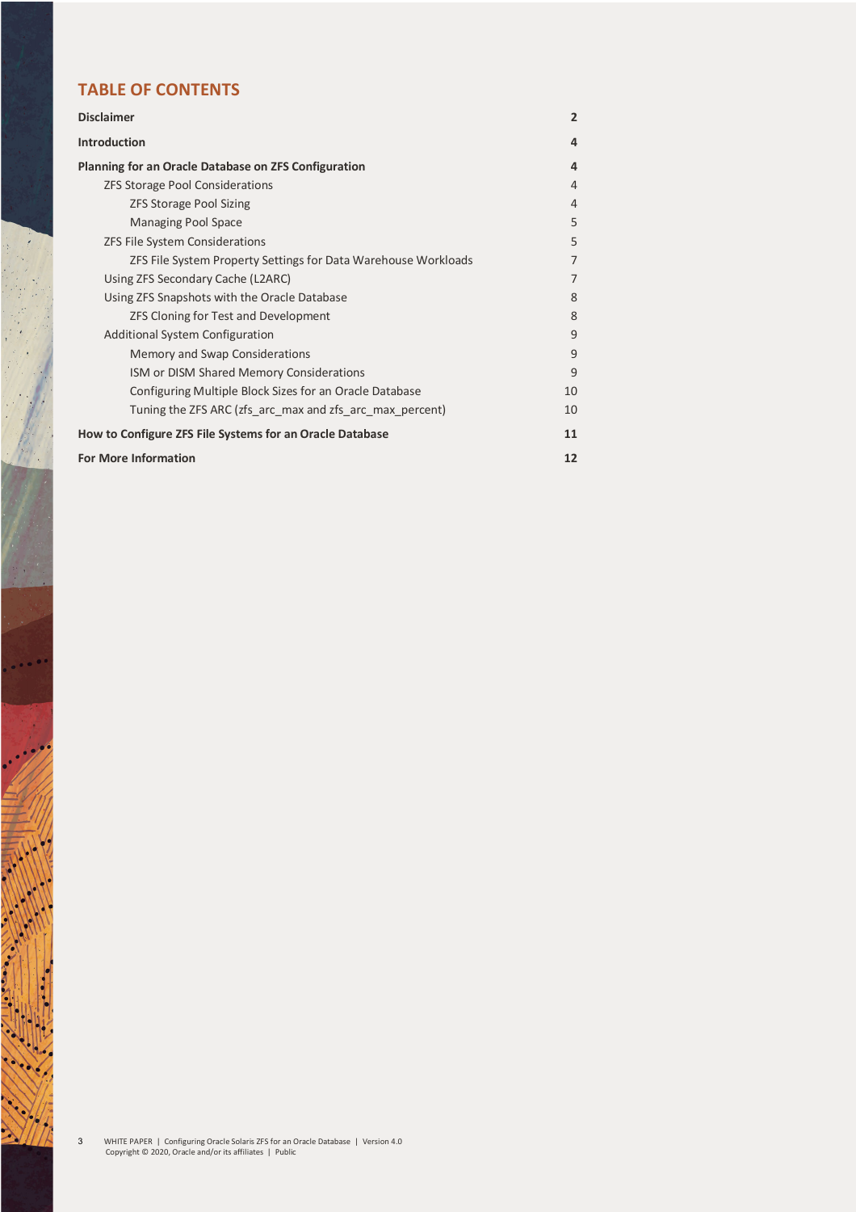## TABLE OF CONTENTS

| | |
|---|---|
| **Disclaimer** | **2** |
| **Introduction** | **4** |
| **Planning for an Oracle Database on ZFS Configuration** | **4** |
| ZFS Storage Pool Considerations | 4 |
| ZFS Storage Pool Sizing | 4 |
| Managing Pool Space | 5 |
| ZFS File System Considerations | 5 |
| ZFS File System Property Settings for Data Warehouse Workloads | 7 |
| Using ZFS Secondary Cache (L2ARC) | 7 |
| Using ZFS Snapshots with the Oracle Database | 8 |
| ZFS Cloning for Test and Development | 8 |
| Additional System Configuration | 9 |
| Memory and Swap Considerations | 9 |
| ISM or DISM Shared Memory Considerations | 9 |
| Configuring Multiple Block Sizes for an Oracle Database | 10 |
| Tuning the ZFS ARC (zfs_arc_max and zfs_arc_max_percent) | 10 |
| **How to Configure ZFS File Systems for an Oracle Database** | **11** |
| **For More Information** | **12** |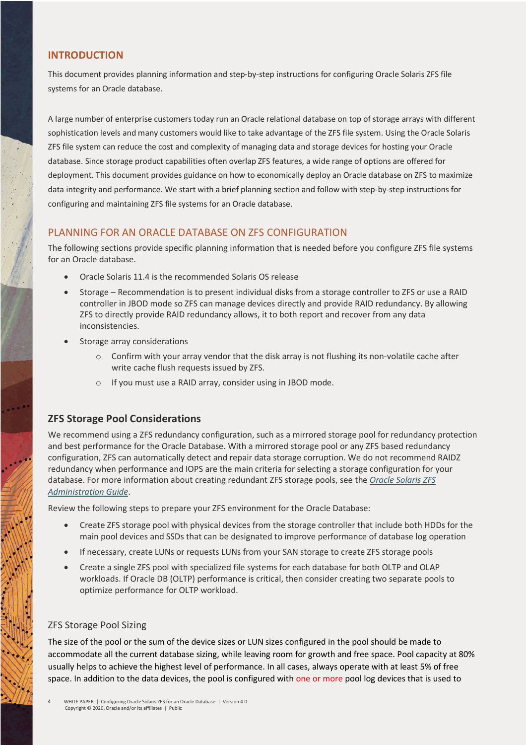## INTRODUCTION

This document provides planning information and step-by-step instructions for configuring Oracle Solaris ZFS file systems for an Oracle database.

A large number of enterprise customers today run an Oracle relational database on top of storage arrays with different sophistication levels and many customers would like to take advantage of the ZFS file system. Using the Oracle Solaris ZFS file system can reduce the cost and complexity of managing data and storage devices for hosting your Oracle database. Since storage product capabilities often overlap ZFS features, a wide range of options are offered for deployment. This document provides guidance on how to economically deploy an Oracle database on ZFS to maximize data integrity and performance. We start with a brief planning section and follow with step-by-step instructions for configuring and maintaining ZFS file systems for an Oracle database.

## PLANNING FOR AN ORACLE DATABASE ON ZFS CONFIGURATION

The following sections provide specific planning information that is needed before you configure ZFS file systems for an Oracle database.

- Oracle Solaris 11.4 is the recommended Solaris OS release
- Storage – Recommendation is to present individual disks from a storage controller to ZFS or use a RAID controller in JBOD mode so ZFS can manage devices directly and provide RAID redundancy. By allowing ZFS to directly provide RAID redundancy allows, it to both report and recover from any data inconsistencies.
- Storage array considerations
  - Confirm with your array vendor that the disk array is not flushing its non-volatile cache after write cache flush requests issued by ZFS.
  - If you must use a RAID array, consider using in JBOD mode.

### ZFS Storage Pool Considerations

We recommend using a ZFS redundancy configuration, such as a mirrored storage pool for redundancy protection and best performance for the Oracle Database. With a mirrored storage pool or any ZFS based redundancy configuration, ZFS can automatically detect and repair data storage corruption. We do not recommend RAIDZ redundancy when performance and IOPS are the main criteria for selecting a storage configuration for your database. For more information about creating redundant ZFS storage pools, see the *Oracle Solaris ZFS Administration Guide*.

Review the following steps to prepare your ZFS environment for the Oracle Database:

- Create ZFS storage pool with physical devices from the storage controller that include both HDDs for the main pool devices and SSDs that can be designated to improve performance of database log operation
- If necessary, create LUNs or requests LUNs from your SAN storage to create ZFS storage pools
- Create a single ZFS pool with specialized file systems for each database for both OLTP and OLAP workloads. If Oracle DB (OLTP) performance is critical, then consider creating two separate pools to optimize performance for OLTP workload.

#### ZFS Storage Pool Sizing

The size of the pool or the sum of the device sizes or LUN sizes configured in the pool should be made to accommodate all the current database sizing, while leaving room for growth and free space. Pool capacity at 80% usually helps to achieve the highest level of performance. In all cases, always operate with at least 5% of free space. In addition to the data devices, the pool is configured with one or more pool log devices that is used to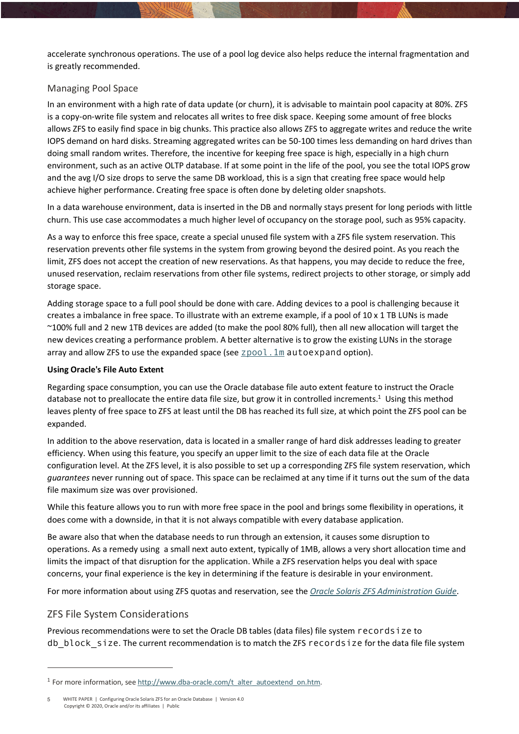accelerate synchronous operations. The use of a pool log device also helps reduce the internal fragmentation and is greatly recommended.

## Managing Pool Space

In an environment with a high rate of data update (or churn), it is advisable to maintain pool capacity at 80%. ZFS is a copy-on-write file system and relocates all writes to free disk space. Keeping some amount of free blocks allows ZFS to easily find space in big chunks. This practice also allows ZFS to aggregate writes and reduce the write IOPS demand on hard disks. Streaming aggregated writes can be 50-100 times less demanding on hard drives than doing small random writes. Therefore, the incentive for keeping free space is high, especially in a high churn environment, such as an active OLTP database. If at some point in the life of the pool, you see the total IOPS grow and the avg I/O size drops to serve the same DB workload, this is a sign that creating free space would help achieve higher performance. Creating free space is often done by deleting older snapshots.

In a data warehouse environment, data is inserted in the DB and normally stays present for long periods with little churn. This use case accommodates a much higher level of occupancy on the storage pool, such as 95% capacity.

As a way to enforce this free space, create a special unused file system with a ZFS file system reservation. This reservation prevents other file systems in the system from growing beyond the desired point. As you reach the limit, ZFS does not accept the creation of new reservations. As that happens, you may decide to reduce the free, unused reservation, reclaim reservations from other file systems, redirect projects to other storage, or simply add storage space.

Adding storage space to a full pool should be done with care. Adding devices to a pool is challenging because it creates a imbalance in free space. To illustrate with an extreme example, if a pool of 10 x 1 TB LUNs is made ~100% full and 2 new 1TB devices are added (to make the pool 80% full), then all new allocation will target the new devices creating a performance problem. A better alternative is to grow the existing LUNs in the storage array and allow ZFS to use the expanded space (see `zpool.1m` `autoexpand` option).

**Using Oracle's File Auto Extent**

Regarding space consumption, you can use the Oracle database file auto extent feature to instruct the Oracle database not to preallocate the entire data file size, but grow it in controlled increments.[1] Using this method leaves plenty of free space to ZFS at least until the DB has reached its full size, at which point the ZFS pool can be expanded.

In addition to the above reservation, data is located in a smaller range of hard disk addresses leading to greater efficiency. When using this feature, you specify an upper limit to the size of each data file at the Oracle configuration level. At the ZFS level, it is also possible to set up a corresponding ZFS file system reservation, which *guarantees* never running out of space. This space can be reclaimed at any time if it turns out the sum of the data file maximum size was over provisioned.

While this feature allows you to run with more free space in the pool and brings some flexibility in operations, it does come with a downside, in that it is not always compatible with every database application.

Be aware also that when the database needs to run through an extension, it causes some disruption to operations. As a remedy using a small next auto extent, typically of 1MB, allows a very short allocation time and limits the impact of that disruption for the application. While a ZFS reservation helps you deal with space concerns, your final experience is the key in determining if the feature is desirable in your environment.

For more information about using ZFS quotas and reservation, see the *Oracle Solaris ZFS Administration Guide*.

## ZFS File System Considerations

Previous recommendations were to set the Oracle DB tables (data files) file system `recordsize` to `db_block_size`. The current recommendation is to match the ZFS `recordsize` for the data file file system

---

[1] For more information, see http://www.dba-oracle.com/t_alter_autoextend_on.htm.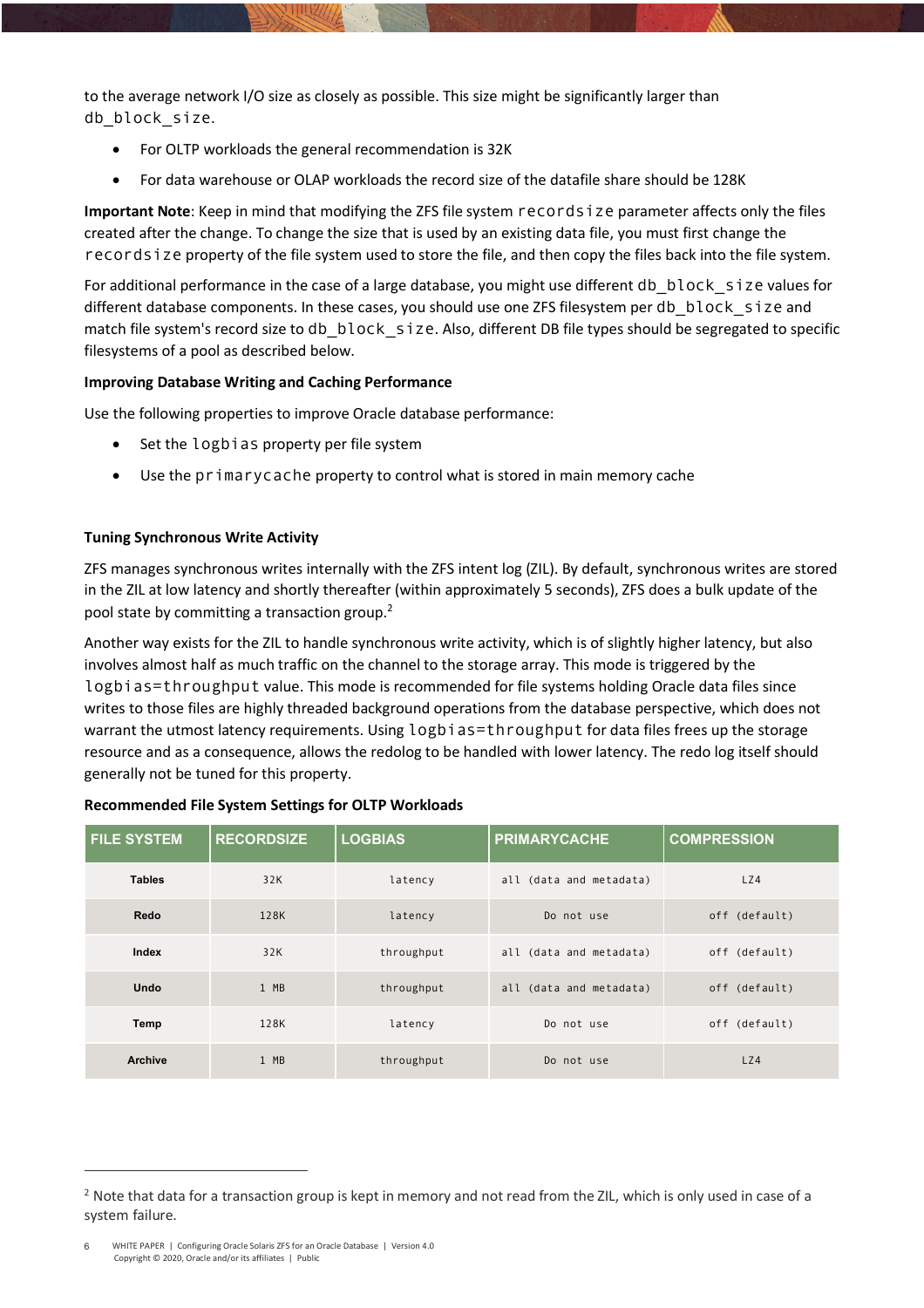to the average network I/O size as closely as possible. This size might be significantly larger than `db_block_size`.

- For OLTP workloads the general recommendation is 32K
- For data warehouse or OLAP workloads the record size of the datafile share should be 128K

**Important Note**: Keep in mind that modifying the ZFS file system `recordsize` parameter affects only the files created after the change. To change the size that is used by an existing data file, you must first change the `recordsize` property of the file system used to store the file, and then copy the files back into the file system.

For additional performance in the case of a large database, you might use different `db_block_size` values for different database components. In these cases, you should use one ZFS filesystem per `db_block_size` and match file system's record size to `db_block_size`. Also, different DB file types should be segregated to specific filesystems of a pool as described below.

**Improving Database Writing and Caching Performance**

Use the following properties to improve Oracle database performance:

- Set the `logbias` property per file system
- Use the `primarycache` property to control what is stored in main memory cache

**Tuning Synchronous Write Activity**

ZFS manages synchronous writes internally with the ZFS intent log (ZIL). By default, synchronous writes are stored in the ZIL at low latency and shortly thereafter (within approximately 5 seconds), ZFS does a bulk update of the pool state by committing a transaction group.[2]

Another way exists for the ZIL to handle synchronous write activity, which is of slightly higher latency, but also involves almost half as much traffic on the channel to the storage array. This mode is triggered by the `logbias=throughput` value. This mode is recommended for file systems holding Oracle data files since writes to those files are highly threaded background operations from the database perspective, which does not warrant the utmost latency requirements. Using `logbias=throughput` for data files frees up the storage resource and as a consequence, allows the redolog to be handled with lower latency. The redo log itself should generally not be tuned for this property.

**Recommended File System Settings for OLTP Workloads**

| FILE SYSTEM | RECORDSIZE | LOGBIAS | PRIMARYCACHE | COMPRESSION |
|---|---|---|---|---|
| **Tables** | 32K | latency | all (data and metadata) | LZ4 |
| **Redo** | 128K | latency | Do not use | off (default) |
| **Index** | 32K | throughput | all (data and metadata) | off (default) |
| **Undo** | 1 MB | throughput | all (data and metadata) | off (default) |
| **Temp** | 128K | latency | Do not use | off (default) |
| **Archive** | 1 MB | throughput | Do not use | LZ4 |

[2] Note that data for a transaction group is kept in memory and not read from the ZIL, which is only used in case of a system failure.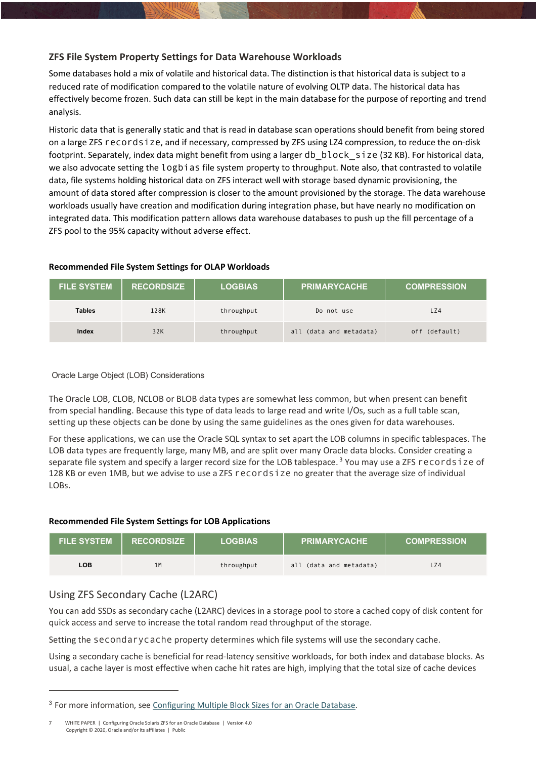### ZFS File System Property Settings for Data Warehouse Workloads

Some databases hold a mix of volatile and historical data. The distinction is that historical data is subject to a reduced rate of modification compared to the volatile nature of evolving OLTP data. The historical data has effectively become frozen. Such data can still be kept in the main database for the purpose of reporting and trend analysis.

Historic data that is generally static and that is read in database scan operations should benefit from being stored on a large ZFS `recordsize`, and if necessary, compressed by ZFS using LZ4 compression, to reduce the on-disk footprint. Separately, index data might benefit from using a larger `db_block_size` (32 KB). For historical data, we also advocate setting the `logbias` file system property to throughput. Note also, that contrasted to volatile data, file systems holding historical data on ZFS interact well with storage based dynamic provisioning, the amount of data stored after compression is closer to the amount provisioned by the storage. The data warehouse workloads usually have creation and modification during integration phase, but have nearly no modification on integrated data. This modification pattern allows data warehouse databases to push up the fill percentage of a ZFS pool to the 95% capacity without adverse effect.

**Recommended File System Settings for OLAP Workloads**

| FILE SYSTEM | RECORDSIZE | LOGBIAS | PRIMARYCACHE | COMPRESSION |
|---|---|---|---|---|
| **Tables** | 128K | throughput | Do not use | LZ4 |
| **Index** | 32K | throughput | all (data and metadata) | off (default) |

Oracle Large Object (LOB) Considerations

The Oracle LOB, CLOB, NCLOB or BLOB data types are somewhat less common, but when present can benefit from special handling. Because this type of data leads to large read and write I/Os, such as a full table scan, setting up these objects can be done by using the same guidelines as the ones given for data warehouses.

For these applications, we can use the Oracle SQL syntax to set apart the LOB columns in specific tablespaces. The LOB data types are frequently large, many MB, and are split over many Oracle data blocks. Consider creating a separate file system and specify a larger record size for the LOB tablespace.[3] You may use a ZFS `recordsize` of 128 KB or even 1MB, but we advise to use a ZFS `recordsize` no greater that the average size of individual LOBs.

**Recommended File System Settings for LOB Applications**

| FILE SYSTEM | RECORDSIZE | LOGBIAS | PRIMARYCACHE | COMPRESSION |
|---|---|---|---|---|
| **LOB** | 1M | throughput | all (data and metadata) | LZ4 |

## Using ZFS Secondary Cache (L2ARC)

You can add SSDs as secondary cache (L2ARC) devices in a storage pool to store a cached copy of disk content for quick access and serve to increase the total random read throughput of the storage.

Setting the `secondarycache` property determines which file systems will use the secondary cache.

Using a secondary cache is beneficial for read-latency sensitive workloads, for both index and database blocks. As usual, a cache layer is most effective when cache hit rates are high, implying that the total size of cache devices

[3] For more information, see Configuring Multiple Block Sizes for an Oracle Database.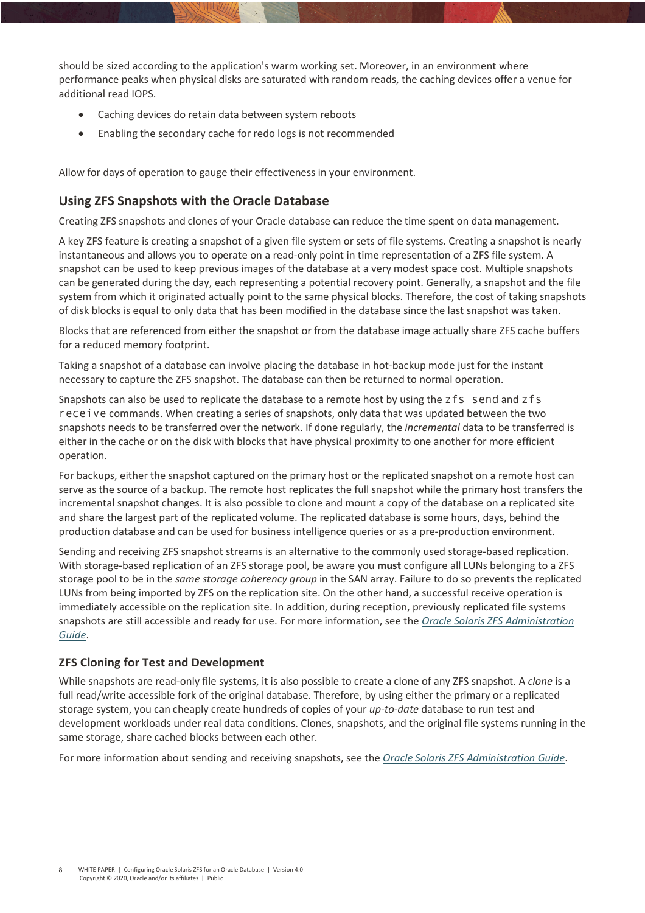should be sized according to the application's warm working set. Moreover, in an environment where performance peaks when physical disks are saturated with random reads, the caching devices offer a venue for additional read IOPS.

- Caching devices do retain data between system reboots
- Enabling the secondary cache for redo logs is not recommended

Allow for days of operation to gauge their effectiveness in your environment.

## Using ZFS Snapshots with the Oracle Database

Creating ZFS snapshots and clones of your Oracle database can reduce the time spent on data management.

A key ZFS feature is creating a snapshot of a given file system or sets of file systems. Creating a snapshot is nearly instantaneous and allows you to operate on a read-only point in time representation of a ZFS file system. A snapshot can be used to keep previous images of the database at a very modest space cost. Multiple snapshots can be generated during the day, each representing a potential recovery point. Generally, a snapshot and the file system from which it originated actually point to the same physical blocks. Therefore, the cost of taking snapshots of disk blocks is equal to only data that has been modified in the database since the last snapshot was taken.

Blocks that are referenced from either the snapshot or from the database image actually share ZFS cache buffers for a reduced memory footprint.

Taking a snapshot of a database can involve placing the database in hot-backup mode just for the instant necessary to capture the ZFS snapshot. The database can then be returned to normal operation.

Snapshots can also be used to replicate the database to a remote host by using the `zfs send` and `zfs receive` commands. When creating a series of snapshots, only data that was updated between the two snapshots needs to be transferred over the network. If done regularly, the *incremental* data to be transferred is either in the cache or on the disk with blocks that have physical proximity to one another for more efficient operation.

For backups, either the snapshot captured on the primary host or the replicated snapshot on a remote host can serve as the source of a backup. The remote host replicates the full snapshot while the primary host transfers the incremental snapshot changes. It is also possible to clone and mount a copy of the database on a replicated site and share the largest part of the replicated volume. The replicated database is some hours, days, behind the production database and can be used for business intelligence queries or as a pre-production environment.

Sending and receiving ZFS snapshot streams is an alternative to the commonly used storage-based replication. With storage-based replication of an ZFS storage pool, be aware you **must** configure all LUNs belonging to a ZFS storage pool to be in the *same storage coherency group* in the SAN array. Failure to do so prevents the replicated LUNs from being imported by ZFS on the replication site. On the other hand, a successful receive operation is immediately accessible on the replication site. In addition, during reception, previously replicated file systems snapshots are still accessible and ready for use. For more information, see the Oracle Solaris ZFS Administration Guide.

### ZFS Cloning for Test and Development

While snapshots are read-only file systems, it is also possible to create a clone of any ZFS snapshot. A *clone* is a full read/write accessible fork of the original database. Therefore, by using either the primary or a replicated storage system, you can cheaply create hundreds of copies of your *up-to-date* database to run test and development workloads under real data conditions. Clones, snapshots, and the original file systems running in the same storage, share cached blocks between each other.

For more information about sending and receiving snapshots, see the Oracle Solaris ZFS Administration Guide.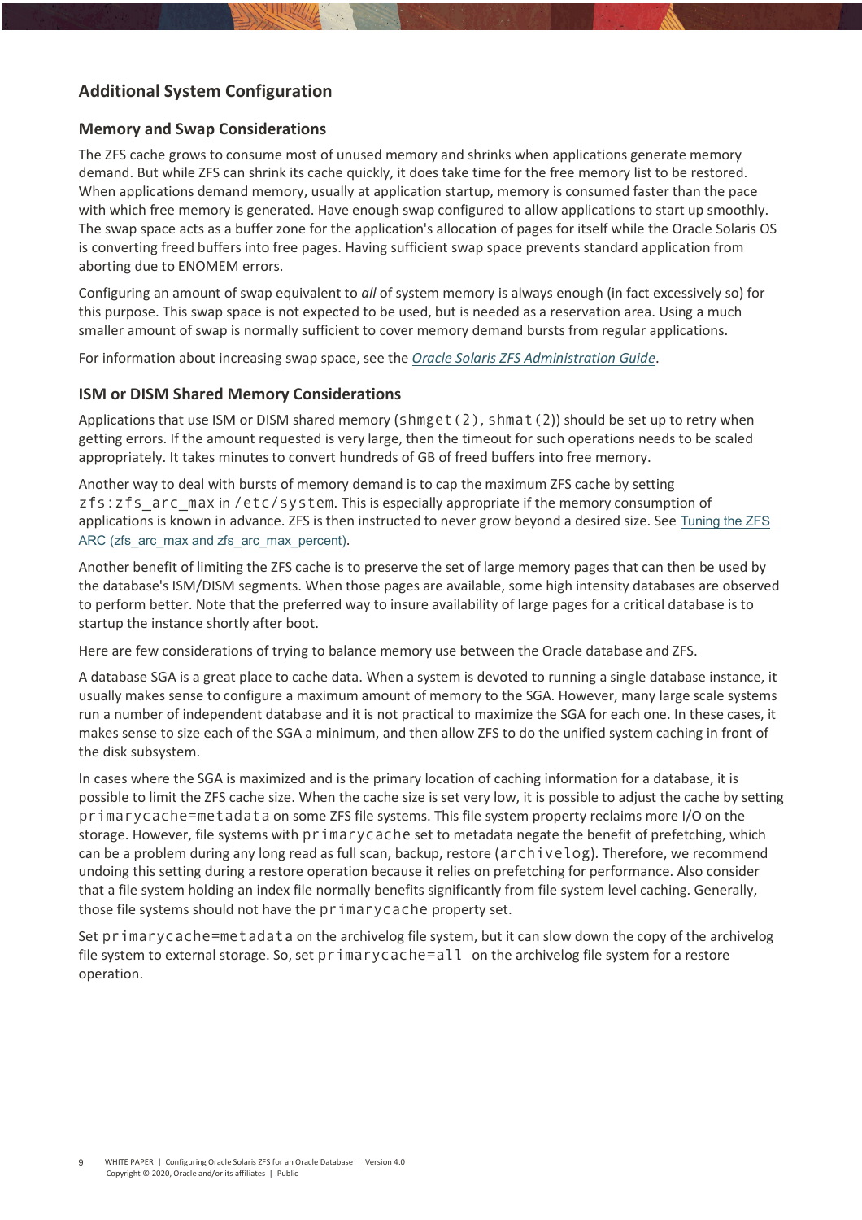## Additional System Configuration

### Memory and Swap Considerations

The ZFS cache grows to consume most of unused memory and shrinks when applications generate memory demand. But while ZFS can shrink its cache quickly, it does take time for the free memory list to be restored. When applications demand memory, usually at application startup, memory is consumed faster than the pace with which free memory is generated. Have enough swap configured to allow applications to start up smoothly. The swap space acts as a buffer zone for the application's allocation of pages for itself while the Oracle Solaris OS is converting freed buffers into free pages. Having sufficient swap space prevents standard application from aborting due to ENOMEM errors.

Configuring an amount of swap equivalent to *all* of system memory is always enough (in fact excessively so) for this purpose. This swap space is not expected to be used, but is needed as a reservation area. Using a much smaller amount of swap is normally sufficient to cover memory demand bursts from regular applications.

For information about increasing swap space, see the *Oracle Solaris ZFS Administration Guide*.

### ISM or DISM Shared Memory Considerations

Applications that use ISM or DISM shared memory (`shmget(2)`, `shmat(2)`) should be set up to retry when getting errors. If the amount requested is very large, then the timeout for such operations needs to be scaled appropriately. It takes minutes to convert hundreds of GB of freed buffers into free memory.

Another way to deal with bursts of memory demand is to cap the maximum ZFS cache by setting `zfs:zfs_arc_max` in `/etc/system`. This is especially appropriate if the memory consumption of applications is known in advance. ZFS is then instructed to never grow beyond a desired size. See Tuning the ZFS ARC (zfs_arc_max and zfs_arc_max_percent).

Another benefit of limiting the ZFS cache is to preserve the set of large memory pages that can then be used by the database's ISM/DISM segments. When those pages are available, some high intensity databases are observed to perform better. Note that the preferred way to insure availability of large pages for a critical database is to startup the instance shortly after boot.

Here are few considerations of trying to balance memory use between the Oracle database and ZFS.

A database SGA is a great place to cache data. When a system is devoted to running a single database instance, it usually makes sense to configure a maximum amount of memory to the SGA. However, many large scale systems run a number of independent database and it is not practical to maximize the SGA for each one. In these cases, it makes sense to size each of the SGA a minimum, and then allow ZFS to do the unified system caching in front of the disk subsystem.

In cases where the SGA is maximized and is the primary location of caching information for a database, it is possible to limit the ZFS cache size. When the cache size is set very low, it is possible to adjust the cache by setting `primarycache=metadata` on some ZFS file systems. This file system property reclaims more I/O on the storage. However, file systems with `primarycache` set to metadata negate the benefit of prefetching, which can be a problem during any long read as full scan, backup, restore (`archivelog`). Therefore, we recommend undoing this setting during a restore operation because it relies on prefetching for performance. Also consider that a file system holding an index file normally benefits significantly from file system level caching. Generally, those file systems should not have the `primarycache` property set.

Set `primarycache=metadata` on the archivelog file system, but it can slow down the copy of the archivelog file system to external storage. So, set `primarycache=all` on the archivelog file system for a restore operation.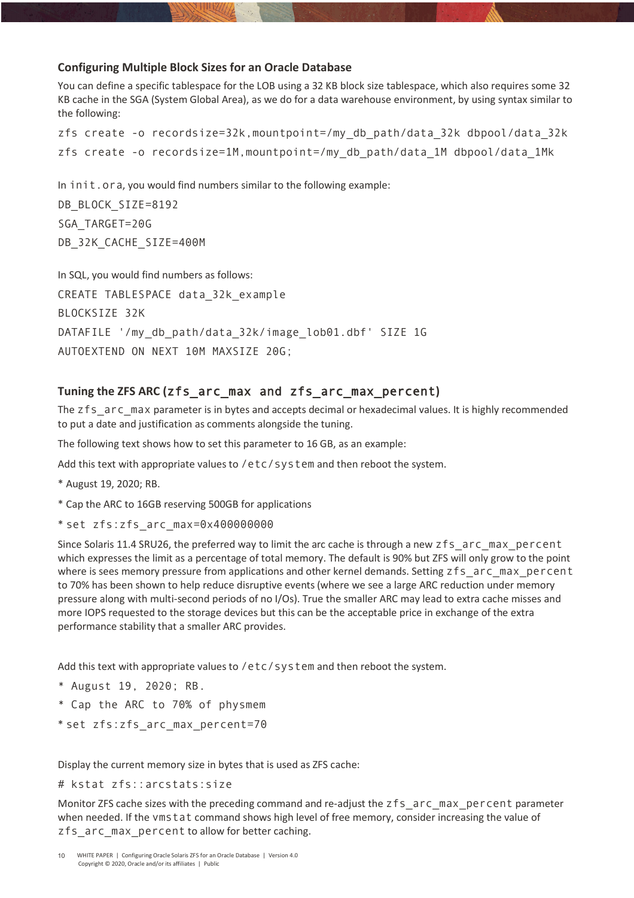### Configuring Multiple Block Sizes for an Oracle Database

You can define a specific tablespace for the LOB using a 32 KB block size tablespace, which also requires some 32 KB cache in the SGA (System Global Area), as we do for a data warehouse environment, by using syntax similar to the following:

```
zfs create -o recordsize=32k,mountpoint=/my_db_path/data_32k dbpool/data_32k
zfs create -o recordsize=1M,mountpoint=/my_db_path/data_1M dbpool/data_1Mk
```

In `init.ora`, you would find numbers similar to the following example:

```
DB_BLOCK_SIZE=8192
SGA_TARGET=20G
DB_32K_CACHE_SIZE=400M
```

In SQL, you would find numbers as follows:

```
CREATE TABLESPACE data_32k_example
BLOCKSIZE 32K
DATAFILE '/my_db_path/data_32k/image_lob01.dbf' SIZE 1G
AUTOEXTEND ON NEXT 10M MAXSIZE 20G;
```

### Tuning the ZFS ARC (`zfs_arc_max and zfs_arc_max_percent`)

The `zfs_arc_max` parameter is in bytes and accepts decimal or hexadecimal values. It is highly recommended to put a date and justification as comments alongside the tuning.

The following text shows how to set this parameter to 16 GB, as an example:

Add this text with appropriate values to `/etc/system` and then reboot the system.

```
* August 19, 2020; RB.
* Cap the ARC to 16GB reserving 500GB for applications
* set zfs:zfs_arc_max=0x400000000
```

Since Solaris 11.4 SRU26, the preferred way to limit the arc cache is through a new `zfs_arc_max_percent` which expresses the limit as a percentage of total memory. The default is 90% but ZFS will only grow to the point where is sees memory pressure from applications and other kernel demands. Setting `zfs_arc_max_percent` to 70% has been shown to help reduce disruptive events (where we see a large ARC reduction under memory pressure along with multi-second periods of no I/Os). True the smaller ARC may lead to extra cache misses and more IOPS requested to the storage devices but this can be the acceptable price in exchange of the extra performance stability that a smaller ARC provides.

Add this text with appropriate values to `/etc/system` and then reboot the system.

```
* August 19, 2020; RB.
* Cap the ARC to 70% of physmem
* set zfs:zfs_arc_max_percent=70
```

Display the current memory size in bytes that is used as ZFS cache:

```
# kstat zfs::arcstats:size
```

Monitor ZFS cache sizes with the preceding command and re-adjust the `zfs_arc_max_percent` parameter when needed. If the `vmstat` command shows high level of free memory, consider increasing the value of `zfs_arc_max_percent` to allow for better caching.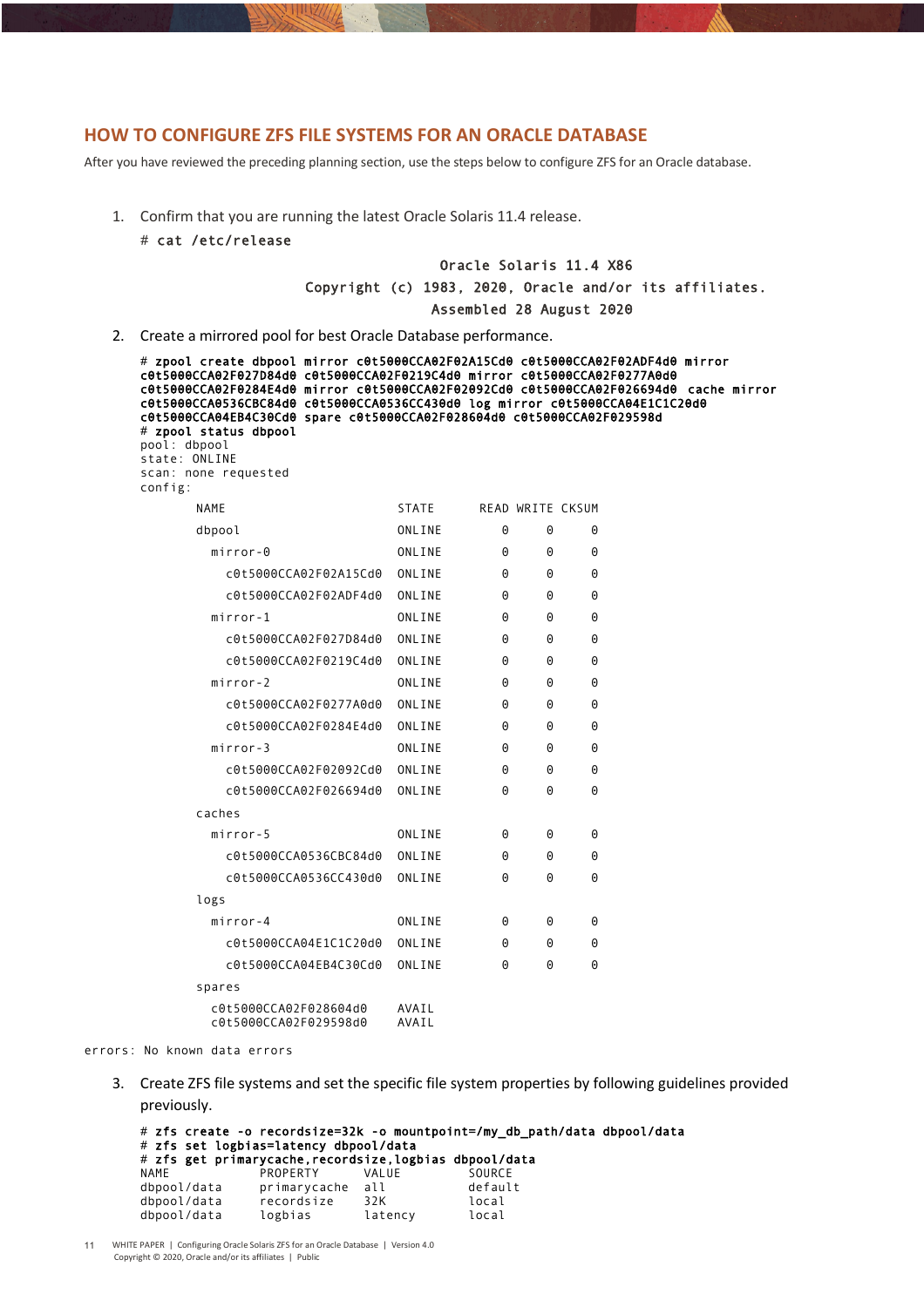## HOW TO CONFIGURE ZFS FILE SYSTEMS FOR AN ORACLE DATABASE

After you have reviewed the preceding planning section, use the steps below to configure ZFS for an Oracle database.

1. Confirm that you are running the latest Oracle Solaris 11.4 release.

```
# cat /etc/release
                             Oracle Solaris 11.4 X86
            Copyright (c) 1983, 2020, Oracle and/or its affiliates.
                            Assembled 28 August 2020
```

2. Create a mirrored pool for best Oracle Database performance.

```
# zpool create dbpool mirror c0t5000CCA02F02A15Cd0 c0t5000CCA02F02ADF4d0 mirror
c0t5000CCA02F027D84d0 c0t5000CCA02F0219C4d0 mirror c0t5000CCA02F0277A0d0
c0t5000CCA02F0284E4d0 mirror c0t5000CCA02F02092Cd0 c0t5000CCA02F026694d0 cache mirror
c0t5000CCA0536CBC84d0 c0t5000CCA0536CC430d0 log mirror c0t5000CCA04E1C1C20d0
c0t5000CCA04EB4C30Cd0 spare c0t5000CCA02F028604d0 c0t5000CCA02F029598d
# zpool status dbpool
pool: dbpool
state: ONLINE
scan: none requested
config:
        NAME                        STATE     READ WRITE CKSUM
        dbpool                      ONLINE       0     0     0
          mirror-0                  ONLINE       0     0     0
            c0t5000CCA02F02A15Cd0   ONLINE       0     0     0
            c0t5000CCA02F02ADF4d0   ONLINE       0     0     0
          mirror-1                  ONLINE       0     0     0
            c0t5000CCA02F027D84d0   ONLINE       0     0     0
            c0t5000CCA02F0219C4d0   ONLINE       0     0     0
          mirror-2                  ONLINE       0     0     0
            c0t5000CCA02F0277A0d0   ONLINE       0     0     0
            c0t5000CCA02F0284E4d0   ONLINE       0     0     0
          mirror-3                  ONLINE       0     0     0
            c0t5000CCA02F02092Cd0   ONLINE       0     0     0
            c0t5000CCA02F026694d0   ONLINE       0     0     0
        caches
          mirror-5                  ONLINE       0     0     0
            c0t5000CCA0536CBC84d0   ONLINE       0     0     0
            c0t5000CCA0536CC430d0   ONLINE       0     0     0
        logs
          mirror-4                  ONLINE       0     0     0
            c0t5000CCA04E1C1C20d0   ONLINE       0     0     0
            c0t5000CCA04EB4C30Cd0   ONLINE       0     0     0
        spares
          c0t5000CCA02F028604d0     AVAIL
          c0t5000CCA02F029598d0     AVAIL

errors: No known data errors
```

3. Create ZFS file systems and set the specific file system properties by following guidelines provided previously.

```
# zfs create -o recordsize=32k -o mountpoint=/my_db_path/data dbpool/data
# zfs set logbias=latency dbpool/data
# zfs get primarycache,recordsize,logbias dbpool/data
NAME         PROPERTY      VALUE        SOURCE
dbpool/data  primarycache  all          default
dbpool/data  recordsize    32K          local
dbpool/data  logbias       latency      local
```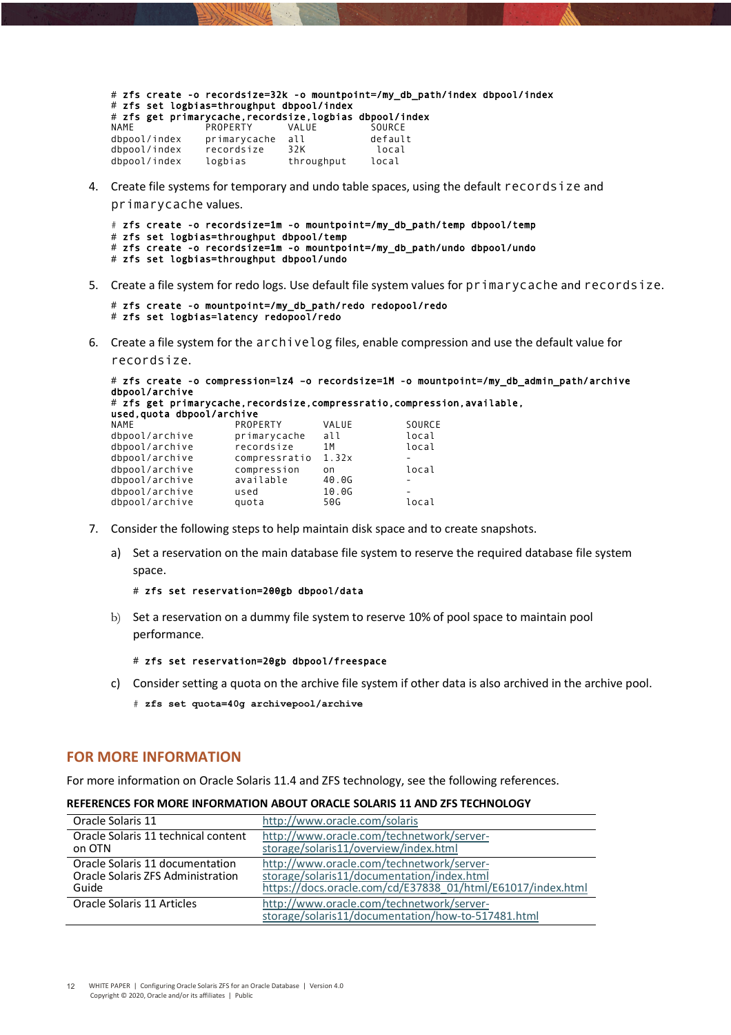```
# zfs create -o recordsize=32k -o mountpoint=/my_db_path/index dbpool/index
# zfs set logbias=throughput dbpool/index
# zfs get primarycache,recordsize,logbias dbpool/index
NAME          PROPERTY      VALUE        SOURCE
dbpool/index  primarycache  all          default
dbpool/index  recordsize    32K          local
dbpool/index  logbias       throughput   local
```

4. Create file systems for temporary and undo table spaces, using the default `recordsize` and `primarycache` values.

```
# zfs create -o recordsize=1m -o mountpoint=/my_db_path/temp dbpool/temp
# zfs set logbias=throughput dbpool/temp
# zfs create -o recordsize=1m -o mountpoint=/my_db_path/undo dbpool/undo
# zfs set logbias=throughput dbpool/undo
```

5. Create a file system for redo logs. Use default file system values for `primarycache` and `recordsize`.

```
# zfs create -o mountpoint=/my_db_path/redo redopool/redo
# zfs set logbias=latency redopool/redo
```

6. Create a file system for the `archivelog` files, enable compression and use the default value for `recordsize`.

```
# zfs create -o compression=lz4 -o recordsize=1M -o mountpoint=/my_db_admin_path/archive
dbpool/archive
# zfs get primarycache,recordsize,compressratio,compression,available,
used,quota dbpool/archive
NAME            PROPERTY       VALUE       SOURCE
dbpool/archive  primarycache   all         local
dbpool/archive  recordsize     1M          local
dbpool/archive  compressratio  1.32x       -
dbpool/archive  compression    on          local
dbpool/archive  available      40.0G       -
dbpool/archive  used           10.0G       -
dbpool/archive  quota          50G         local
```

7. Consider the following steps to help maintain disk space and to create snapshots.

   a) Set a reservation on the main database file system to reserve the required database file system space.

   ```
   # zfs set reservation=200gb dbpool/data
   ```

   b) Set a reservation on a dummy file system to reserve 10% of pool space to maintain pool performance.

   ```
   # zfs set reservation=20gb dbpool/freespace
   ```

   c) Consider setting a quota on the archive file system if other data is also archived in the archive pool.

   ```
   # zfs set quota=40g archivepool/archive
   ```

## FOR MORE INFORMATION

For more information on Oracle Solaris 11.4 and ZFS technology, see the following references.

**REFERENCES FOR MORE INFORMATION ABOUT ORACLE SOLARIS 11 AND ZFS TECHNOLOGY**

| | |
|---|---|
| Oracle Solaris 11 | http://www.oracle.com/solaris |
| Oracle Solaris 11 technical content on OTN | http://www.oracle.com/technetwork/server-storage/solaris11/overview/index.html |
| Oracle Solaris 11 documentation<br>Oracle Solaris ZFS Administration Guide | http://www.oracle.com/technetwork/server-storage/solaris11/documentation/index.html<br>https://docs.oracle.com/cd/E37838_01/html/E61017/index.html |
| Oracle Solaris 11 Articles | http://www.oracle.com/technetwork/server-storage/solaris11/documentation/how-to-517481.html |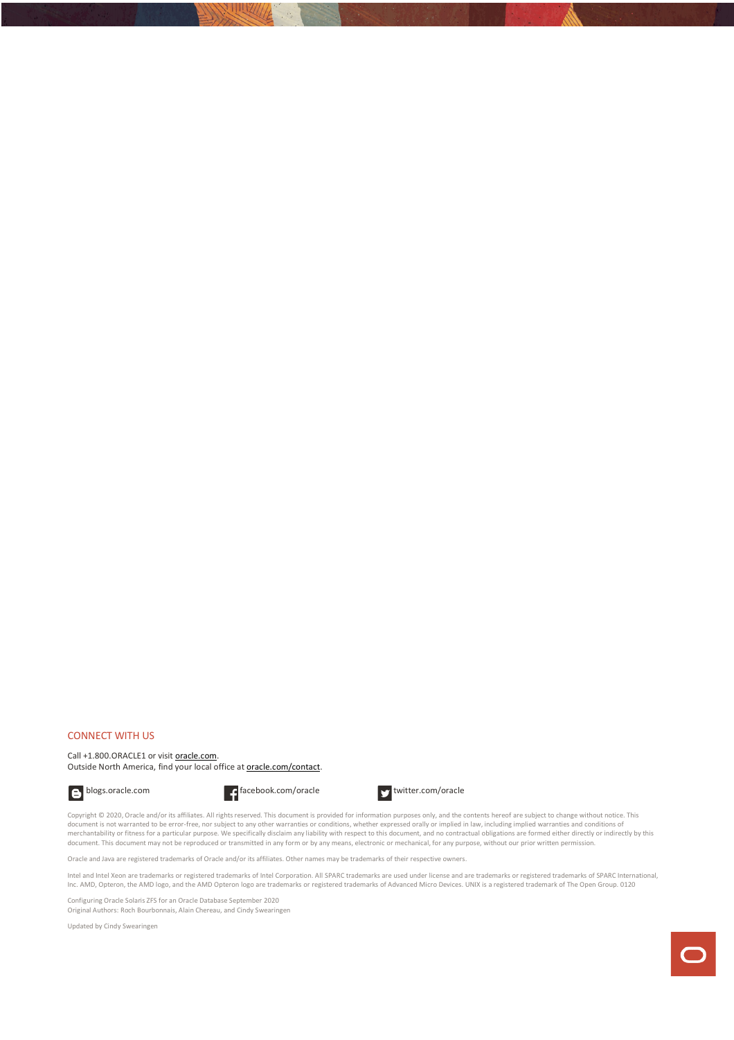## CONNECT WITH US

Call +1.800.ORACLE1 or visit oracle.com.
Outside North America, find your local office at oracle.com/contact.

blogs.oracle.com    facebook.com/oracle    twitter.com/oracle

Copyright © 2020, Oracle and/or its affiliates. All rights reserved. This document is provided for information purposes only, and the contents hereof are subject to change without notice. This document is not warranted to be error-free, nor subject to any other warranties or conditions, whether expressed orally or implied in law, including implied warranties and conditions of merchantability or fitness for a particular purpose. We specifically disclaim any liability with respect to this document, and no contractual obligations are formed either directly or indirectly by this document. This document may not be reproduced or transmitted in any form or by any means, electronic or mechanical, for any purpose, without our prior written permission.

Oracle and Java are registered trademarks of Oracle and/or its affiliates. Other names may be trademarks of their respective owners.

Intel and Intel Xeon are trademarks or registered trademarks of Intel Corporation. All SPARC trademarks are used under license and are trademarks or registered trademarks of SPARC International, Inc. AMD, Opteron, the AMD logo, and the AMD Opteron logo are trademarks or registered trademarks of Advanced Micro Devices. UNIX is a registered trademark of The Open Group. 0120

Configuring Oracle Solaris ZFS for an Oracle Database September 2020
Original Authors: Roch Bourbonnais, Alain Chereau, and Cindy Swearingen

Updated by Cindy Swearingen